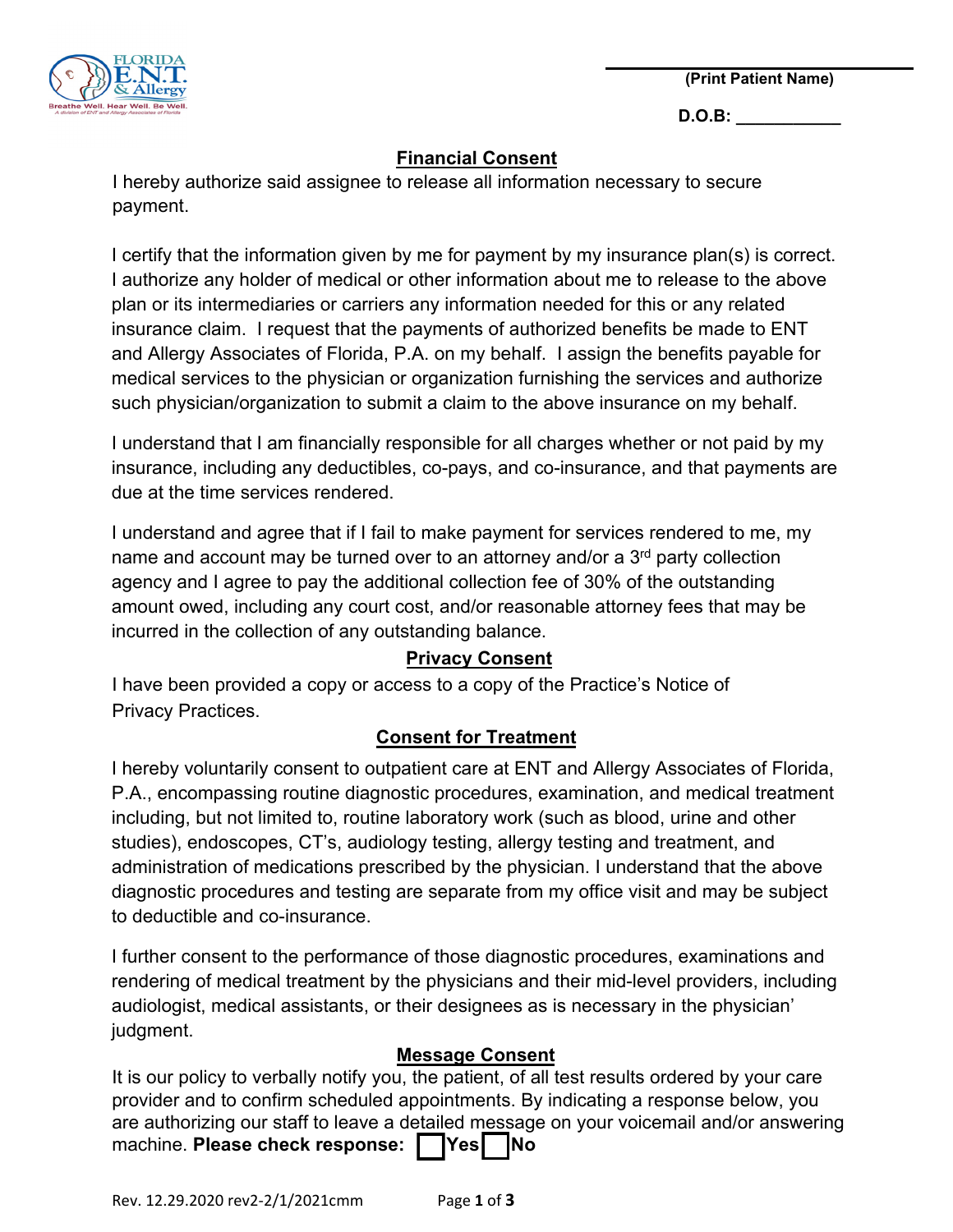\_\_\_\_\_\_\_\_\_\_\_\_\_\_\_\_\_\_\_\_\_\_\_\_\_\_\_\_\_\_\_\_
**(Print Patient Name)**

**D.O.B: \_\_\_\_\_\_\_\_\_\_\_**

## Financial Consent

I hereby authorize said assignee to release all information necessary to secure payment.

I certify that the information given by me for payment by my insurance plan(s) is correct. I authorize any holder of medical or other information about me to release to the above plan or its intermediaries or carriers any information needed for this or any related insurance claim. I request that the payments of authorized benefits be made to ENT and Allergy Associates of Florida, P.A. on my behalf. I assign the benefits payable for medical services to the physician or organization furnishing the services and authorize such physician/organization to submit a claim to the above insurance on my behalf.

I understand that I am financially responsible for all charges whether or not paid by my insurance, including any deductibles, co-pays, and co-insurance, and that payments are due at the time services rendered.

I understand and agree that if I fail to make payment for services rendered to me, my name and account may be turned over to an attorney and/or a 3rd party collection agency and I agree to pay the additional collection fee of 30% of the outstanding amount owed, including any court cost, and/or reasonable attorney fees that may be incurred in the collection of any outstanding balance.

## Privacy Consent

I have been provided a copy or access to a copy of the Practice's Notice of Privacy Practices.

## Consent for Treatment

I hereby voluntarily consent to outpatient care at ENT and Allergy Associates of Florida, P.A., encompassing routine diagnostic procedures, examination, and medical treatment including, but not limited to, routine laboratory work (such as blood, urine and other studies), endoscopes, CT's, audiology testing, allergy testing and treatment, and administration of medications prescribed by the physician. I understand that the above diagnostic procedures and testing are separate from my office visit and may be subject to deductible and co-insurance.

I further consent to the performance of those diagnostic procedures, examinations and rendering of medical treatment by the physicians and their mid-level providers, including audiologist, medical assistants, or their designees as is necessary in the physician' judgment.

## Message Consent

It is our policy to verbally notify you, the patient, of all test results ordered by your care provider and to confirm scheduled appointments. By indicating a response below, you are authorizing our staff to leave a detailed message on your voicemail and/or answering machine. **Please check response:** ☐ **Yes** ☐ **No**

Rev. 12.29.2020 rev2-2/1/2021cmm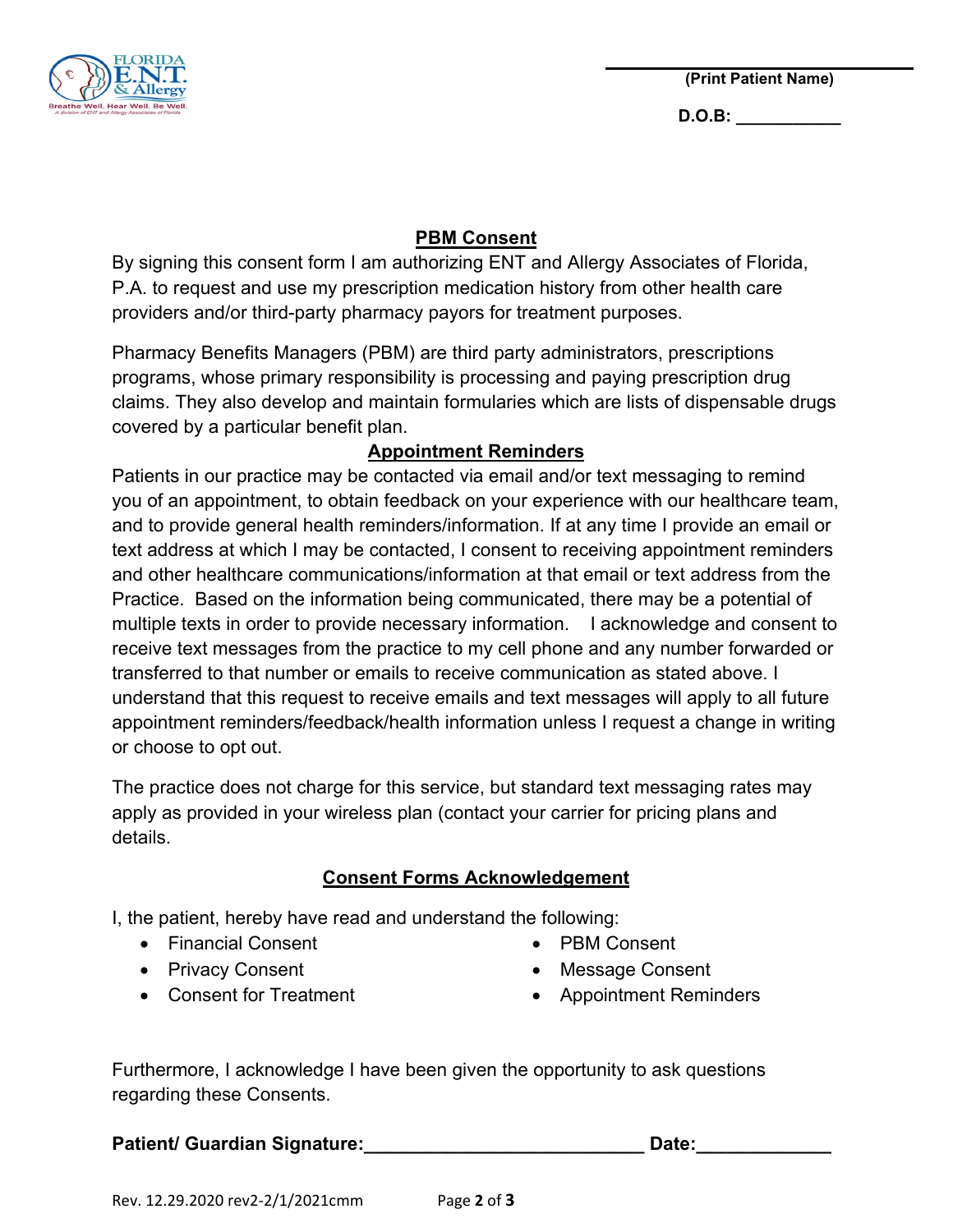(Print Patient Name)

**D.O.B:** ___________

## PBM Consent

By signing this consent form I am authorizing ENT and Allergy Associates of Florida, P.A. to request and use my prescription medication history from other health care providers and/or third-party pharmacy payors for treatment purposes.

Pharmacy Benefits Managers (PBM) are third party administrators, prescriptions programs, whose primary responsibility is processing and paying prescription drug claims. They also develop and maintain formularies which are lists of dispensable drugs covered by a particular benefit plan.

## Appointment Reminders

Patients in our practice may be contacted via email and/or text messaging to remind you of an appointment, to obtain feedback on your experience with our healthcare team, and to provide general health reminders/information. If at any time I provide an email or text address at which I may be contacted, I consent to receiving appointment reminders and other healthcare communications/information at that email or text address from the Practice. Based on the information being communicated, there may be a potential of multiple texts in order to provide necessary information. I acknowledge and consent to receive text messages from the practice to my cell phone and any number forwarded or transferred to that number or emails to receive communication as stated above. I understand that this request to receive emails and text messages will apply to all future appointment reminders/feedback/health information unless I request a change in writing or choose to opt out.

The practice does not charge for this service, but standard text messaging rates may apply as provided in your wireless plan (contact your carrier for pricing plans and details.

## Consent Forms Acknowledgement

I, the patient, hereby have read and understand the following:

- Financial Consent
- Privacy Consent
- Consent for Treatment
- PBM Consent
- Message Consent
- Appointment Reminders

Furthermore, I acknowledge I have been given the opportunity to ask questions regarding these Consents.

**Patient/ Guardian Signature:**___________________________ **Date:**_____________

Rev. 12.29.2020 rev2-2/1/2021cmm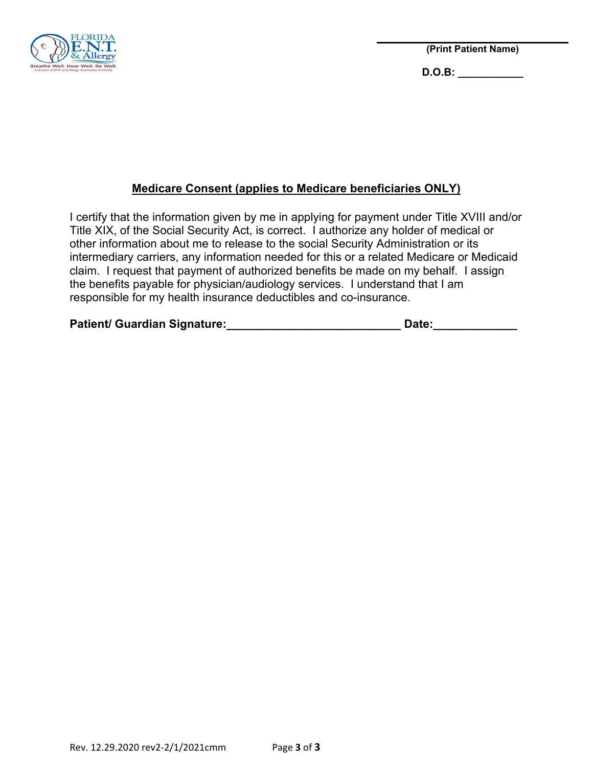______________________________
**(Print Patient Name)**

**D.O.B: ___________**

## Medicare Consent (applies to Medicare beneficiaries ONLY)

I certify that the information given by me in applying for payment under Title XVIII and/or Title XIX, of the Social Security Act, is correct. I authorize any holder of medical or other information about me to release to the social Security Administration or its intermediary carriers, any information needed for this or a related Medicare or Medicaid claim. I request that payment of authorized benefits be made on my behalf. I assign the benefits payable for physician/audiology services. I understand that I am responsible for my health insurance deductibles and co-insurance.

**Patient/ Guardian Signature:___________________________ Date:_____________**

Rev. 12.29.2020 rev2-2/1/2021cmm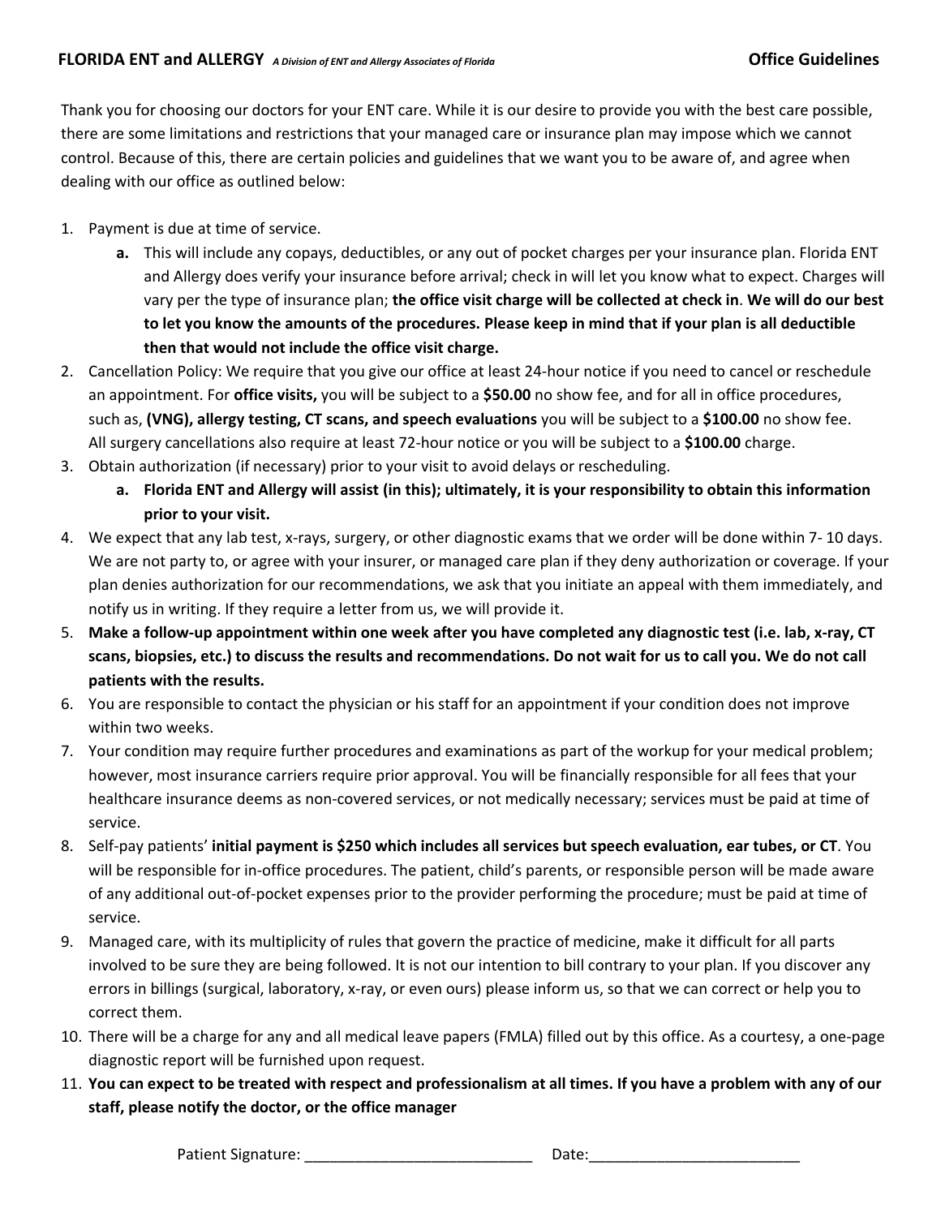**FLORIDA ENT and ALLERGY** *A Division of ENT and Allergy Associates of Florida* **Office Guidelines**

Thank you for choosing our doctors for your ENT care. While it is our desire to provide you with the best care possible, there are some limitations and restrictions that your managed care or insurance plan may impose which we cannot control. Because of this, there are certain policies and guidelines that we want you to be aware of, and agree when dealing with our office as outlined below:

1. Payment is due at time of service.
    a. This will include any copays, deductibles, or any out of pocket charges per your insurance plan. Florida ENT and Allergy does verify your insurance before arrival; check in will let you know what to expect. Charges will vary per the type of insurance plan; **the office visit charge will be collected at check in**. **We will do our best to let you know the amounts of the procedures. Please keep in mind that if your plan is all deductible then that would not include the office visit charge.**
2. Cancellation Policy: We require that you give our office at least 24-hour notice if you need to cancel or reschedule an appointment. For **office visits,** you will be subject to a **$50.00** no show fee, and for all in office procedures, such as, **(VNG), allergy testing, CT scans, and speech evaluations** you will be subject to a **$100.00** no show fee. All surgery cancellations also require at least 72-hour notice or you will be subject to a **$100.00** charge.
3. Obtain authorization (if necessary) prior to your visit to avoid delays or rescheduling.
    a. **Florida ENT and Allergy will assist (in this); ultimately, it is your responsibility to obtain this information prior to your visit.**
4. We expect that any lab test, x-rays, surgery, or other diagnostic exams that we order will be done within 7- 10 days. We are not party to, or agree with your insurer, or managed care plan if they deny authorization or coverage. If your plan denies authorization for our recommendations, we ask that you initiate an appeal with them immediately, and notify us in writing. If they require a letter from us, we will provide it.
5. **Make a follow-up appointment within one week after you have completed any diagnostic test (i.e. lab, x-ray, CT scans, biopsies, etc.) to discuss the results and recommendations. Do not wait for us to call you. We do not call patients with the results.**
6. You are responsible to contact the physician or his staff for an appointment if your condition does not improve within two weeks.
7. Your condition may require further procedures and examinations as part of the workup for your medical problem; however, most insurance carriers require prior approval. You will be financially responsible for all fees that your healthcare insurance deems as non-covered services, or not medically necessary; services must be paid at time of service.
8. Self-pay patients' **initial payment is $250 which includes all services but speech evaluation, ear tubes, or CT**. You will be responsible for in-office procedures. The patient, child's parents, or responsible person will be made aware of any additional out-of-pocket expenses prior to the provider performing the procedure; must be paid at time of service.
9. Managed care, with its multiplicity of rules that govern the practice of medicine, make it difficult for all parts involved to be sure they are being followed. It is not our intention to bill contrary to your plan. If you discover any errors in billings (surgical, laboratory, x-ray, or even ours) please inform us, so that we can correct or help you to correct them.
10. There will be a charge for any and all medical leave papers (FMLA) filled out by this office. As a courtesy, a one-page diagnostic report will be furnished upon request.
11. **You can expect to be treated with respect and professionalism at all times. If you have a problem with any of our staff, please notify the doctor, or the office manager**

Patient Signature: ___________________________ Date:_________________________